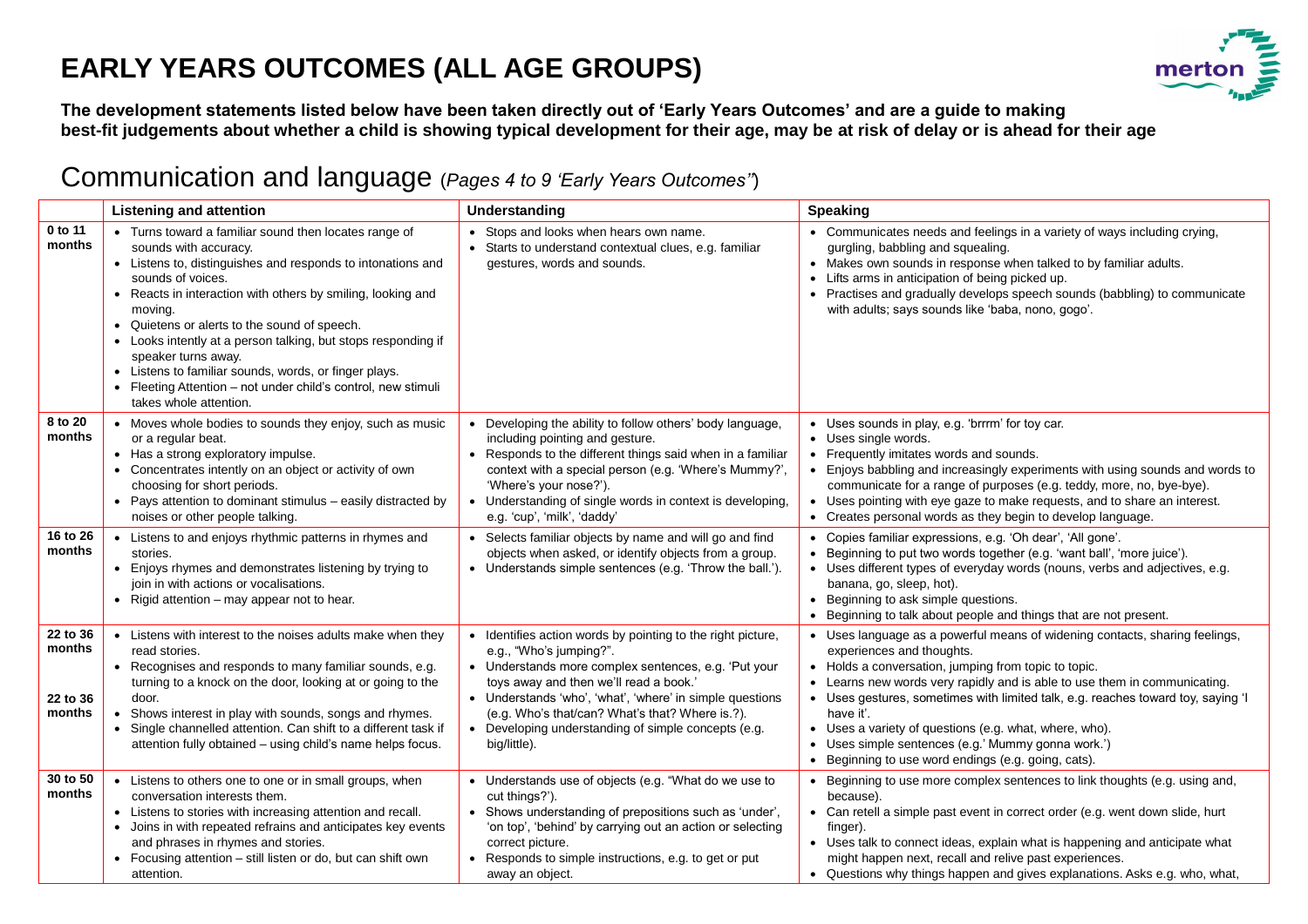# EARLY YEARS OUTCOMES (ALL AGE GROUPS)

**The development statements listed below have been taken directly out of 'Early Years Outcomes' and are a guide to making best-fit judgements about whether a child is showing typical development for their age, may be at risk of delay or is ahead for their age**

## Communication and language (*Pages 4 to 9 'Early Years Outcomes"*)

| | Listening and attention | Understanding | Speaking |
|---|---|---|---|
| **0 to 11 months** | • Turns toward a familiar sound then locates range of sounds with accuracy.<br>• Listens to, distinguishes and responds to intonations and sounds of voices.<br>• Reacts in interaction with others by smiling, looking and moving.<br>• Quietens or alerts to the sound of speech.<br>• Looks intently at a person talking, but stops responding if speaker turns away.<br>• Listens to familiar sounds, words, or finger plays.<br>• Fleeting Attention – not under child's control, new stimuli takes whole attention. | • Stops and looks when hears own name.<br>• Starts to understand contextual clues, e.g. familiar gestures, words and sounds. | • Communicates needs and feelings in a variety of ways including crying, gurgling, babbling and squealing.<br>• Makes own sounds in response when talked to by familiar adults.<br>• Lifts arms in anticipation of being picked up.<br>• Practises and gradually develops speech sounds (babbling) to communicate with adults; says sounds like 'baba, nono, gogo'. |
| **8 to 20 months** | • Moves whole bodies to sounds they enjoy, such as music or a regular beat.<br>• Has a strong exploratory impulse.<br>• Concentrates intently on an object or activity of own choosing for short periods.<br>• Pays attention to dominant stimulus – easily distracted by noises or other people talking. | • Developing the ability to follow others' body language, including pointing and gesture.<br>• Responds to the different things said when in a familiar context with a special person (e.g. 'Where's Mummy?', 'Where's your nose?').<br>• Understanding of single words in context is developing, e.g. 'cup', 'milk', 'daddy' | • Uses sounds in play, e.g. 'brrrm' for toy car.<br>• Uses single words.<br>• Frequently imitates words and sounds.<br>• Enjoys babbling and increasingly experiments with using sounds and words to communicate for a range of purposes (e.g. teddy, more, no, bye-bye).<br>• Uses pointing with eye gaze to make requests, and to share an interest.<br>• Creates personal words as they begin to develop language. |
| **16 to 26 months** | • Listens to and enjoys rhythmic patterns in rhymes and stories.<br>• Enjoys rhymes and demonstrates listening by trying to join in with actions or vocalisations.<br>• Rigid attention – may appear not to hear. | • Selects familiar objects by name and will go and find objects when asked, or identify objects from a group.<br>• Understands simple sentences (e.g. 'Throw the ball.'). | • Copies familiar expressions, e.g. 'Oh dear', 'All gone'.<br>• Beginning to put two words together (e.g. 'want ball', 'more juice').<br>• Uses different types of everyday words (nouns, verbs and adjectives, e.g. banana, go, sleep, hot).<br>• Beginning to ask simple questions.<br>• Beginning to talk about people and things that are not present. |
| **22 to 36 months**<br><br>**22 to 36 months** | • Listens with interest to the noises adults make when they read stories.<br>• Recognises and responds to many familiar sounds, e.g. turning to a knock on the door, looking at or going to the door.<br>• Shows interest in play with sounds, songs and rhymes.<br>• Single channelled attention. Can shift to a different task if attention fully obtained – using child's name helps focus. | • Identifies action words by pointing to the right picture, e.g., "Who's jumping?".<br>• Understands more complex sentences, e.g. 'Put your toys away and then we'll read a book.'<br>• Understands 'who', 'what', 'where' in simple questions (e.g. Who's that/can? What's that? Where is.?).<br>• Developing understanding of simple concepts (e.g. big/little). | • Uses language as a powerful means of widening contacts, sharing feelings, experiences and thoughts.<br>• Holds a conversation, jumping from topic to topic.<br>• Learns new words very rapidly and is able to use them in communicating.<br>• Uses gestures, sometimes with limited talk, e.g. reaches toward toy, saying 'I have it'.<br>• Uses a variety of questions (e.g. what, where, who).<br>• Uses simple sentences (e.g.' Mummy gonna work.')<br>• Beginning to use word endings (e.g. going, cats). |
| **30 to 50 months** | • Listens to others one to one or in small groups, when conversation interests them.<br>• Listens to stories with increasing attention and recall.<br>• Joins in with repeated refrains and anticipates key events and phrases in rhymes and stories.<br>• Focusing attention – still listen or do, but can shift own attention. | • Understands use of objects (e.g. "What do we use to cut things?').<br>• Shows understanding of prepositions such as 'under', 'on top', 'behind' by carrying out an action or selecting correct picture.<br>• Responds to simple instructions, e.g. to get or put away an object. | • Beginning to use more complex sentences to link thoughts (e.g. using and, because).<br>• Can retell a simple past event in correct order (e.g. went down slide, hurt finger).<br>• Uses talk to connect ideas, explain what is happening and anticipate what might happen next, recall and relive past experiences.<br>• Questions why things happen and gives explanations. Asks e.g. who, what, |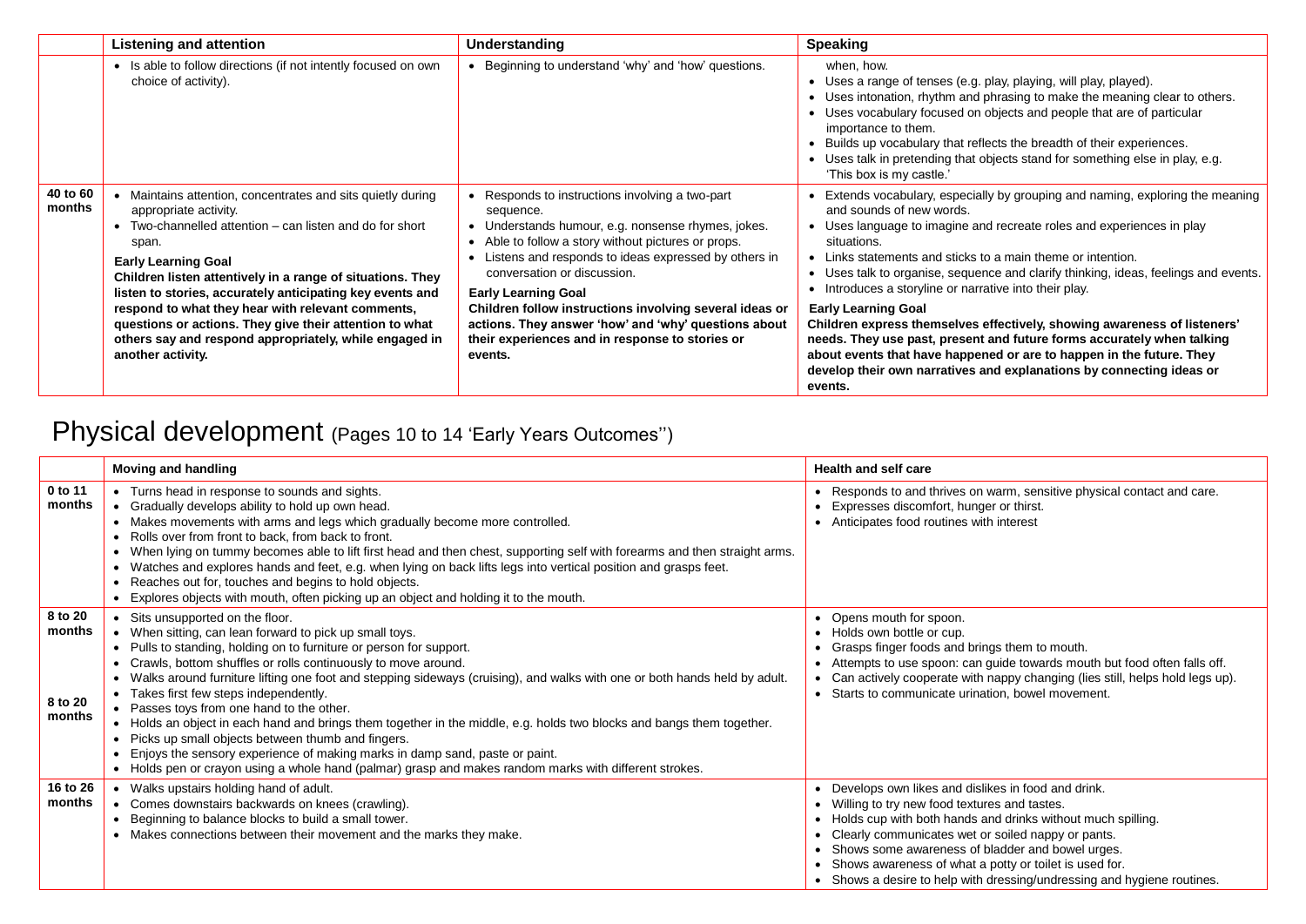| | Listening and attention | Understanding | Speaking |
|---|---|---|---|
| | • Is able to follow directions (if not intently focused on own choice of activity). | • Beginning to understand 'why' and 'how' questions. | when, how.<br>• Uses a range of tenses (e.g. play, playing, will play, played).<br>• Uses intonation, rhythm and phrasing to make the meaning clear to others.<br>• Uses vocabulary focused on objects and people that are of particular importance to them.<br>• Builds up vocabulary that reflects the breadth of their experiences.<br>• Uses talk in pretending that objects stand for something else in play, e.g. 'This box is my castle.' |
| **40 to 60 months** | • Maintains attention, concentrates and sits quietly during appropriate activity.<br>• Two-channelled attention – can listen and do for short span.<br>**Early Learning Goal**<br>**Children listen attentively in a range of situations. They listen to stories, accurately anticipating key events and respond to what they hear with relevant comments, questions or actions. They give their attention to what others say and respond appropriately, while engaged in another activity.** | • Responds to instructions involving a two-part sequence.<br>• Understands humour, e.g. nonsense rhymes, jokes.<br>• Able to follow a story without pictures or props.<br>• Listens and responds to ideas expressed by others in conversation or discussion.<br>**Early Learning Goal**<br>**Children follow instructions involving several ideas or actions. They answer 'how' and 'why' questions about their experiences and in response to stories or events.** | • Extends vocabulary, especially by grouping and naming, exploring the meaning and sounds of new words.<br>• Uses language to imagine and recreate roles and experiences in play situations.<br>• Links statements and sticks to a main theme or intention.<br>• Uses talk to organise, sequence and clarify thinking, ideas, feelings and events.<br>• Introduces a storyline or narrative into their play.<br>**Early Learning Goal**<br>**Children express themselves effectively, showing awareness of listeners' needs. They use past, present and future forms accurately when talking about events that have happened or are to happen in the future. They develop their own narratives and explanations by connecting ideas or events.** |

# Physical development (Pages 10 to 14 'Early Years Outcomes'')

| | Moving and handling | Health and self care |
|---|---|---|
| **0 to 11 months** | • Turns head in response to sounds and sights.<br>• Gradually develops ability to hold up own head.<br>• Makes movements with arms and legs which gradually become more controlled.<br>• Rolls over from front to back, from back to front.<br>• When lying on tummy becomes able to lift first head and then chest, supporting self with forearms and then straight arms.<br>• Watches and explores hands and feet, e.g. when lying on back lifts legs into vertical position and grasps feet.<br>• Reaches out for, touches and begins to hold objects.<br>• Explores objects with mouth, often picking up an object and holding it to the mouth. | • Responds to and thrives on warm, sensitive physical contact and care.<br>• Expresses discomfort, hunger or thirst.<br>• Anticipates food routines with interest |
| **8 to 20 months**<br><br>**8 to 20 months** | • Sits unsupported on the floor.<br>• When sitting, can lean forward to pick up small toys.<br>• Pulls to standing, holding on to furniture or person for support.<br>• Crawls, bottom shuffles or rolls continuously to move around.<br>• Walks around furniture lifting one foot and stepping sideways (cruising), and walks with one or both hands held by adult.<br>• Takes first few steps independently.<br>• Passes toys from one hand to the other.<br>• Holds an object in each hand and brings them together in the middle, e.g. holds two blocks and bangs them together.<br>• Picks up small objects between thumb and fingers.<br>• Enjoys the sensory experience of making marks in damp sand, paste or paint.<br>• Holds pen or crayon using a whole hand (palmar) grasp and makes random marks with different strokes. | • Opens mouth for spoon.<br>• Holds own bottle or cup.<br>• Grasps finger foods and brings them to mouth.<br>• Attempts to use spoon: can guide towards mouth but food often falls off.<br>• Can actively cooperate with nappy changing (lies still, helps hold legs up).<br>• Starts to communicate urination, bowel movement. |
| **16 to 26 months** | • Walks upstairs holding hand of adult.<br>• Comes downstairs backwards on knees (crawling).<br>• Beginning to balance blocks to build a small tower.<br>• Makes connections between their movement and the marks they make. | • Develops own likes and dislikes in food and drink.<br>• Willing to try new food textures and tastes.<br>• Holds cup with both hands and drinks without much spilling.<br>• Clearly communicates wet or soiled nappy or pants.<br>• Shows some awareness of bladder and bowel urges.<br>• Shows awareness of what a potty or toilet is used for.<br>• Shows a desire to help with dressing/undressing and hygiene routines. |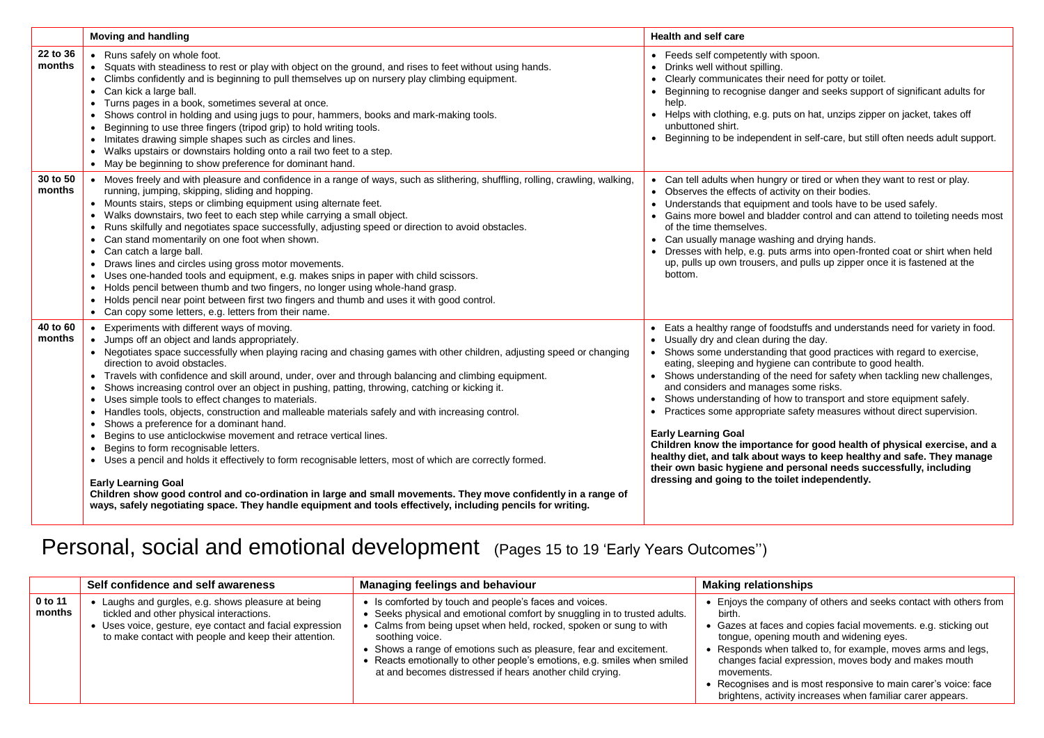| | Moving and handling | Health and self care |
|---|---|---|
| 22 to 36 months | • Runs safely on whole foot.<br>• Squats with steadiness to rest or play with object on the ground, and rises to feet without using hands.<br>• Climbs confidently and is beginning to pull themselves up on nursery play climbing equipment.<br>• Can kick a large ball.<br>• Turns pages in a book, sometimes several at once.<br>• Shows control in holding and using jugs to pour, hammers, books and mark-making tools.<br>• Beginning to use three fingers (tripod grip) to hold writing tools.<br>• Imitates drawing simple shapes such as circles and lines.<br>• Walks upstairs or downstairs holding onto a rail two feet to a step.<br>• May be beginning to show preference for dominant hand. | • Feeds self competently with spoon.<br>• Drinks well without spilling.<br>• Clearly communicates their need for potty or toilet.<br>• Beginning to recognise danger and seeks support of significant adults for help.<br>• Helps with clothing, e.g. puts on hat, unzips zipper on jacket, takes off unbuttoned shirt.<br>• Beginning to be independent in self-care, but still often needs adult support. |
| 30 to 50 months | • Moves freely and with pleasure and confidence in a range of ways, such as slithering, shuffling, rolling, crawling, walking, running, jumping, skipping, sliding and hopping.<br>• Mounts stairs, steps or climbing equipment using alternate feet.<br>• Walks downstairs, two feet to each step while carrying a small object.<br>• Runs skilfully and negotiates space successfully, adjusting speed or direction to avoid obstacles.<br>• Can stand momentarily on one foot when shown.<br>• Can catch a large ball.<br>• Draws lines and circles using gross motor movements.<br>• Uses one-handed tools and equipment, e.g. makes snips in paper with child scissors.<br>• Holds pencil between thumb and two fingers, no longer using whole-hand grasp.<br>• Holds pencil near point between first two fingers and thumb and uses it with good control.<br>• Can copy some letters, e.g. letters from their name. | • Can tell adults when hungry or tired or when they want to rest or play.<br>• Observes the effects of activity on their bodies.<br>• Understands that equipment and tools have to be used safely.<br>• Gains more bowel and bladder control and can attend to toileting needs most of the time themselves.<br>• Can usually manage washing and drying hands.<br>• Dresses with help, e.g. puts arms into open-fronted coat or shirt when held up, pulls up own trousers, and pulls up zipper once it is fastened at the bottom. |
| 40 to 60 months | • Experiments with different ways of moving.<br>• Jumps off an object and lands appropriately.<br>• Negotiates space successfully when playing racing and chasing games with other children, adjusting speed or changing direction to avoid obstacles.<br>• Travels with confidence and skill around, under, over and through balancing and climbing equipment.<br>• Shows increasing control over an object in pushing, patting, throwing, catching or kicking it.<br>• Uses simple tools to effect changes to materials.<br>• Handles tools, objects, construction and malleable materials safely and with increasing control.<br>• Shows a preference for a dominant hand.<br>• Begins to use anticlockwise movement and retrace vertical lines.<br>• Begins to form recognisable letters.<br>• Uses a pencil and holds it effectively to form recognisable letters, most of which are correctly formed.<br><br>**Early Learning Goal**<br>**Children show good control and co-ordination in large and small movements. They move confidently in a range of ways, safely negotiating space. They handle equipment and tools effectively, including pencils for writing.** | • Eats a healthy range of foodstuffs and understands need for variety in food.<br>• Usually dry and clean during the day.<br>• Shows some understanding that good practices with regard to exercise, eating, sleeping and hygiene can contribute to good health.<br>• Shows understanding of the need for safety when tackling new challenges, and considers and manages some risks.<br>• Shows understanding of how to transport and store equipment safely.<br>• Practices some appropriate safety measures without direct supervision.<br><br>**Early Learning Goal**<br>**Children know the importance for good health of physical exercise, and a healthy diet, and talk about ways to keep healthy and safe. They manage their own basic hygiene and personal needs successfully, including dressing and going to the toilet independently.** |

# Personal, social and emotional development (Pages 15 to 19 'Early Years Outcomes'')

| | Self confidence and self awareness | Managing feelings and behaviour | Making relationships |
|---|---|---|---|
| 0 to 11 months | • Laughs and gurgles, e.g. shows pleasure at being tickled and other physical interactions.<br>• Uses voice, gesture, eye contact and facial expression to make contact with people and keep their attention. | • Is comforted by touch and people's faces and voices.<br>• Seeks physical and emotional comfort by snuggling in to trusted adults.<br>• Calms from being upset when held, rocked, spoken or sung to with soothing voice.<br>• Shows a range of emotions such as pleasure, fear and excitement.<br>• Reacts emotionally to other people's emotions, e.g. smiles when smiled at and becomes distressed if hears another child crying. | • Enjoys the company of others and seeks contact with others from birth.<br>• Gazes at faces and copies facial movements. e.g. sticking out tongue, opening mouth and widening eyes.<br>• Responds when talked to, for example, moves arms and legs, changes facial expression, moves body and makes mouth movements.<br>• Recognises and is most responsive to main carer's voice: face brightens, activity increases when familiar carer appears. |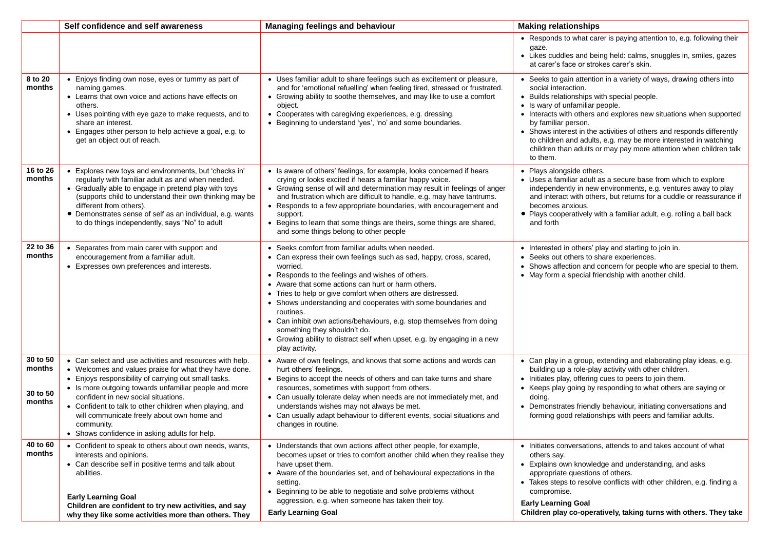| | Self confidence and self awareness | Managing feelings and behaviour | Making relationships |
|---|---|---|---|
| | | | • Responds to what carer is paying attention to, e.g. following their gaze.<br>• Likes cuddles and being held: calms, snuggles in, smiles, gazes at carer's face or strokes carer's skin. |
| **8 to 20 months** | • Enjoys finding own nose, eyes or tummy as part of naming games.<br>• Learns that own voice and actions have effects on others.<br>• Uses pointing with eye gaze to make requests, and to share an interest.<br>• Engages other person to help achieve a goal, e.g. to get an object out of reach. | • Uses familiar adult to share feelings such as excitement or pleasure, and for 'emotional refuelling' when feeling tired, stressed or frustrated.<br>• Growing ability to soothe themselves, and may like to use a comfort object.<br>• Cooperates with caregiving experiences, e.g. dressing.<br>• Beginning to understand 'yes', 'no' and some boundaries. | • Seeks to gain attention in a variety of ways, drawing others into social interaction.<br>• Builds relationships with special people.<br>• Is wary of unfamiliar people.<br>• Interacts with others and explores new situations when supported by familiar person.<br>• Shows interest in the activities of others and responds differently to children and adults, e.g. may be more interested in watching children than adults or may pay more attention when children talk to them. |
| **16 to 26 months** | • Explores new toys and environments, but 'checks in' regularly with familiar adult as and when needed.<br>• Gradually able to engage in pretend play with toys (supports child to understand their own thinking may be different from others).<br>• Demonstrates sense of self as an individual, e.g. wants to do things independently, says "No" to adult | • Is aware of others' feelings, for example, looks concerned if hears crying or looks excited if hears a familiar happy voice.<br>• Growing sense of will and determination may result in feelings of anger and frustration which are difficult to handle, e.g. may have tantrums.<br>• Responds to a few appropriate boundaries, with encouragement and support.<br>• Begins to learn that some things are theirs, some things are shared, and some things belong to other people | • Plays alongside others.<br>• Uses a familiar adult as a secure base from which to explore independently in new environments, e.g. ventures away to play and interact with others, but returns for a cuddle or reassurance if becomes anxious.<br>• Plays cooperatively with a familiar adult, e.g. rolling a ball back and forth |
| **22 to 36 months** | • Separates from main carer with support and encouragement from a familiar adult.<br>• Expresses own preferences and interests. | • Seeks comfort from familiar adults when needed.<br>• Can express their own feelings such as sad, happy, cross, scared, worried.<br>• Responds to the feelings and wishes of others.<br>• Aware that some actions can hurt or harm others.<br>• Tries to help or give comfort when others are distressed.<br>• Shows understanding and cooperates with some boundaries and routines.<br>• Can inhibit own actions/behaviours, e.g. stop themselves from doing something they shouldn't do.<br>• Growing ability to distract self when upset, e.g. by engaging in a new play activity. | • Interested in others' play and starting to join in.<br>• Seeks out others to share experiences.<br>• Shows affection and concern for people who are special to them.<br>• May form a special friendship with another child. |
| **30 to 50 months**<br><br>**30 to 50 months** | • Can select and use activities and resources with help.<br>• Welcomes and values praise for what they have done.<br>• Enjoys responsibility of carrying out small tasks.<br>• Is more outgoing towards unfamiliar people and more confident in new social situations.<br>• Confident to talk to other children when playing, and will communicate freely about own home and community.<br>• Shows confidence in asking adults for help. | • Aware of own feelings, and knows that some actions and words can hurt others' feelings.<br>• Begins to accept the needs of others and can take turns and share resources, sometimes with support from others.<br>• Can usually tolerate delay when needs are not immediately met, and understands wishes may not always be met.<br>• Can usually adapt behaviour to different events, social situations and changes in routine. | • Can play in a group, extending and elaborating play ideas, e.g. building up a role-play activity with other children.<br>• Initiates play, offering cues to peers to join them.<br>• Keeps play going by responding to what others are saying or doing.<br>• Demonstrates friendly behaviour, initiating conversations and forming good relationships with peers and familiar adults. |
| **40 to 60 months** | • Confident to speak to others about own needs, wants, interests and opinions.<br>• Can describe self in positive terms and talk about abilities.<br><br>**Early Learning Goal**<br>**Children are confident to try new activities, and say why they like some activities more than others. They** | • Understands that own actions affect other people, for example, becomes upset or tries to comfort another child when they realise they have upset them.<br>• Aware of the boundaries set, and of behavioural expectations in the setting.<br>• Beginning to be able to negotiate and solve problems without aggression, e.g. when someone has taken their toy.<br><br>**Early Learning Goal** | • Initiates conversations, attends to and takes account of what others say.<br>• Explains own knowledge and understanding, and asks appropriate questions of others.<br>• Takes steps to resolve conflicts with other children, e.g. finding a compromise.<br><br>**Early Learning Goal**<br>**Children play co-operatively, taking turns with others. They take** |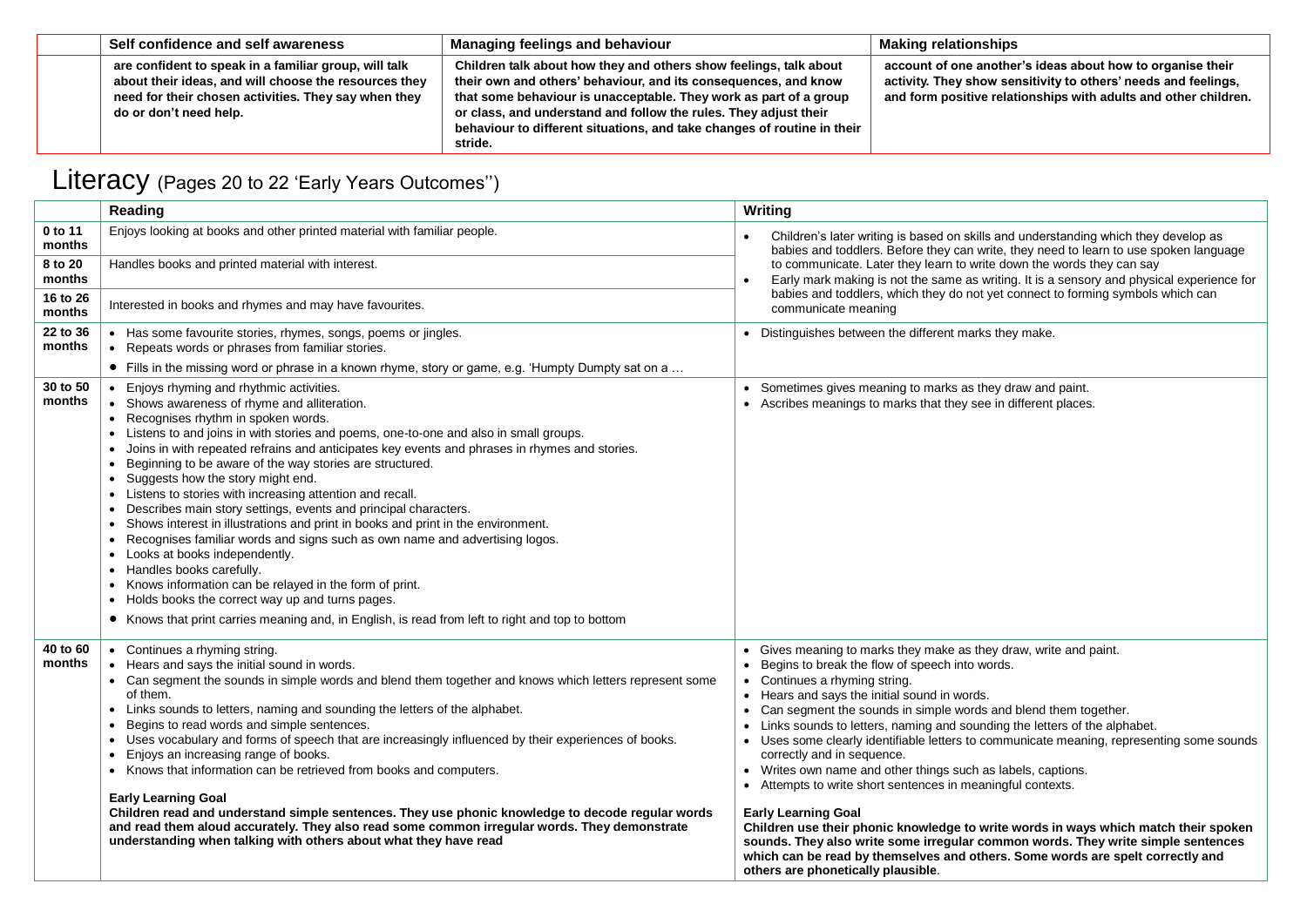| | Self confidence and self awareness | Managing feelings and behaviour | Making relationships |
|---|---|---|---|
| | **are confident to speak in a familiar group, will talk about their ideas, and will choose the resources they need for their chosen activities. They say when they do or don't need help.** | **Children talk about how they and others show feelings, talk about their own and others' behaviour, and its consequences, and know that some behaviour is unacceptable. They work as part of a group or class, and understand and follow the rules. They adjust their behaviour to different situations, and take changes of routine in their stride.** | **account of one another's ideas about how to organise their activity. They show sensitivity to others' needs and feelings, and form positive relationships with adults and other children.** |

# Literacy (Pages 20 to 22 'Early Years Outcomes'')

| | Reading | Writing |
|---|---|---|
| **0 to 11 months** | Enjoys looking at books and other printed material with familiar people. | • Children's later writing is based on skills and understanding which they develop as babies and toddlers. Before they can write, they need to learn to use spoken language to communicate. Later they learn to write down the words they can say<br>• Early mark making is not the same as writing. It is a sensory and physical experience for babies and toddlers, which they do not yet connect to forming symbols which can communicate meaning |
| **8 to 20 months** | Handles books and printed material with interest. | |
| **16 to 26 months** | Interested in books and rhymes and may have favourites. | |
| **22 to 36 months** | • Has some favourite stories, rhymes, songs, poems or jingles.<br>• Repeats words or phrases from familiar stories.<br>• Fills in the missing word or phrase in a known rhyme, story or game, e.g. 'Humpty Dumpty sat on a … | • Distinguishes between the different marks they make. |
| **30 to 50 months** | • Enjoys rhyming and rhythmic activities.<br>• Shows awareness of rhyme and alliteration.<br>• Recognises rhythm in spoken words.<br>• Listens to and joins in with stories and poems, one-to-one and also in small groups.<br>• Joins in with repeated refrains and anticipates key events and phrases in rhymes and stories.<br>• Beginning to be aware of the way stories are structured.<br>• Suggests how the story might end.<br>• Listens to stories with increasing attention and recall.<br>• Describes main story settings, events and principal characters.<br>• Shows interest in illustrations and print in books and print in the environment.<br>• Recognises familiar words and signs such as own name and advertising logos.<br>• Looks at books independently.<br>• Handles books carefully.<br>• Knows information can be relayed in the form of print.<br>• Holds books the correct way up and turns pages.<br>• Knows that print carries meaning and, in English, is read from left to right and top to bottom | • Sometimes gives meaning to marks as they draw and paint.<br>• Ascribes meanings to marks that they see in different places. |
| **40 to 60 months** | • Continues a rhyming string.<br>• Hears and says the initial sound in words.<br>• Can segment the sounds in simple words and blend them together and knows which letters represent some of them.<br>• Links sounds to letters, naming and sounding the letters of the alphabet.<br>• Begins to read words and simple sentences.<br>• Uses vocabulary and forms of speech that are increasingly influenced by their experiences of books.<br>• Enjoys an increasing range of books.<br>• Knows that information can be retrieved from books and computers.<br><br>**Early Learning Goal**<br>**Children read and understand simple sentences. They use phonic knowledge to decode regular words and read them aloud accurately. They also read some common irregular words. They demonstrate understanding when talking with others about what they have read** | • Gives meaning to marks they make as they draw, write and paint.<br>• Begins to break the flow of speech into words.<br>• Continues a rhyming string.<br>• Hears and says the initial sound in words.<br>• Can segment the sounds in simple words and blend them together.<br>• Links sounds to letters, naming and sounding the letters of the alphabet.<br>• Uses some clearly identifiable letters to communicate meaning, representing some sounds correctly and in sequence.<br>• Writes own name and other things such as labels, captions.<br>• Attempts to write short sentences in meaningful contexts.<br><br>**Early Learning Goal**<br>**Children use their phonic knowledge to write words in ways which match their spoken sounds. They also write some irregular common words. They write simple sentences which can be read by themselves and others. Some words are spelt correctly and others are phonetically plausible**. |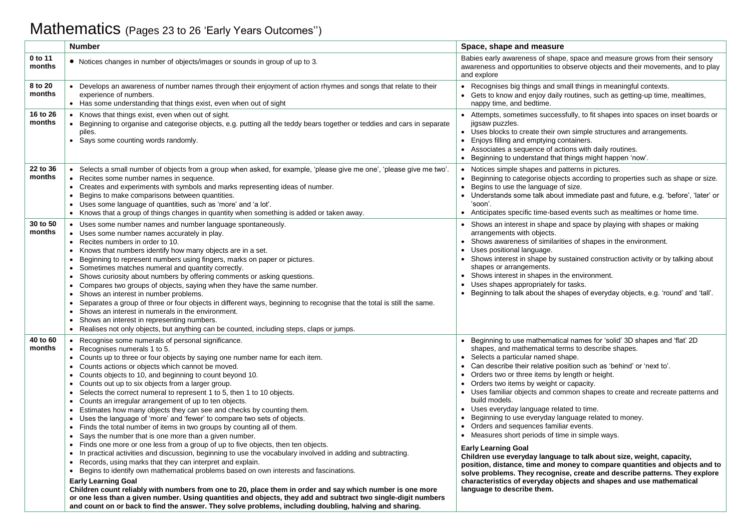# Mathematics (Pages 23 to 26 'Early Years Outcomes'')

| | Number | Space, shape and measure |
|---|---|---|
| **0 to 11 months** | • Notices changes in number of objects/images or sounds in group of up to 3. | Babies early awareness of shape, space and measure grows from their sensory awareness and opportunities to observe objects and their movements, and to play and explore |
| **8 to 20 months** | • Develops an awareness of number names through their enjoyment of action rhymes and songs that relate to their experience of numbers.<br>• Has some understanding that things exist, even when out of sight | • Recognises big things and small things in meaningful contexts.<br>• Gets to know and enjoy daily routines, such as getting-up time, mealtimes, nappy time, and bedtime. |
| **16 to 26 months** | • Knows that things exist, even when out of sight.<br>• Beginning to organise and categorise objects, e.g. putting all the teddy bears together or teddies and cars in separate piles.<br>• Says some counting words randomly. | • Attempts, sometimes successfully, to fit shapes into spaces on inset boards or jigsaw puzzles.<br>• Uses blocks to create their own simple structures and arrangements.<br>• Enjoys filling and emptying containers.<br>• Associates a sequence of actions with daily routines.<br>• Beginning to understand that things might happen 'now'. |
| **22 to 36 months** | • Selects a small number of objects from a group when asked, for example, 'please give me one', 'please give me two'.<br>• Recites some number names in sequence.<br>• Creates and experiments with symbols and marks representing ideas of number.<br>• Begins to make comparisons between quantities.<br>• Uses some language of quantities, such as 'more' and 'a lot'.<br>• Knows that a group of things changes in quantity when something is added or taken away. | • Notices simple shapes and patterns in pictures.<br>• Beginning to categorise objects according to properties such as shape or size.<br>• Begins to use the language of size.<br>• Understands some talk about immediate past and future, e.g. 'before', 'later' or 'soon'.<br>• Anticipates specific time-based events such as mealtimes or home time. |
| **30 to 50 months** | • Uses some number names and number language spontaneously.<br>• Uses some number names accurately in play.<br>• Recites numbers in order to 10.<br>• Knows that numbers identify how many objects are in a set.<br>• Beginning to represent numbers using fingers, marks on paper or pictures.<br>• Sometimes matches numeral and quantity correctly.<br>• Shows curiosity about numbers by offering comments or asking questions.<br>• Compares two groups of objects, saying when they have the same number.<br>• Shows an interest in number problems.<br>• Separates a group of three or four objects in different ways, beginning to recognise that the total is still the same.<br>• Shows an interest in numerals in the environment.<br>• Shows an interest in representing numbers.<br>• Realises not only objects, but anything can be counted, including steps, claps or jumps. | • Shows an interest in shape and space by playing with shapes or making arrangements with objects.<br>• Shows awareness of similarities of shapes in the environment.<br>• Uses positional language.<br>• Shows interest in shape by sustained construction activity or by talking about shapes or arrangements.<br>• Shows interest in shapes in the environment.<br>• Uses shapes appropriately for tasks.<br>• Beginning to talk about the shapes of everyday objects, e.g. 'round' and 'tall'. |
| **40 to 60 months** | • Recognise some numerals of personal significance.<br>• Recognises numerals 1 to 5.<br>• Counts up to three or four objects by saying one number name for each item.<br>• Counts actions or objects which cannot be moved.<br>• Counts objects to 10, and beginning to count beyond 10.<br>• Counts out up to six objects from a larger group.<br>• Selects the correct numeral to represent 1 to 5, then 1 to 10 objects.<br>• Counts an irregular arrangement of up to ten objects.<br>• Estimates how many objects they can see and checks by counting them.<br>• Uses the language of 'more' and 'fewer' to compare two sets of objects.<br>• Finds the total number of items in two groups by counting all of them.<br>• Says the number that is one more than a given number.<br>• Finds one more or one less from a group of up to five objects, then ten objects.<br>• In practical activities and discussion, beginning to use the vocabulary involved in adding and subtracting.<br>• Records, using marks that they can interpret and explain.<br>• Begins to identify own mathematical problems based on own interests and fascinations.<br>**Early Learning Goal**<br>**Children count reliably with numbers from one to 20, place them in order and say which number is one more or one less than a given number. Using quantities and objects, they add and subtract two single-digit numbers and count on or back to find the answer. They solve problems, including doubling, halving and sharing.** | • Beginning to use mathematical names for 'solid' 3D shapes and 'flat' 2D shapes, and mathematical terms to describe shapes.<br>• Selects a particular named shape.<br>• Can describe their relative position such as 'behind' or 'next to'.<br>• Orders two or three items by length or height.<br>• Orders two items by weight or capacity.<br>• Uses familiar objects and common shapes to create and recreate patterns and build models.<br>• Uses everyday language related to time.<br>• Beginning to use everyday language related to money.<br>• Orders and sequences familiar events.<br>• Measures short periods of time in simple ways.<br>**Early Learning Goal**<br>**Children use everyday language to talk about size, weight, capacity, position, distance, time and money to compare quantities and objects and to solve problems. They recognise, create and describe patterns. They explore characteristics of everyday objects and shapes and use mathematical language to describe them.** |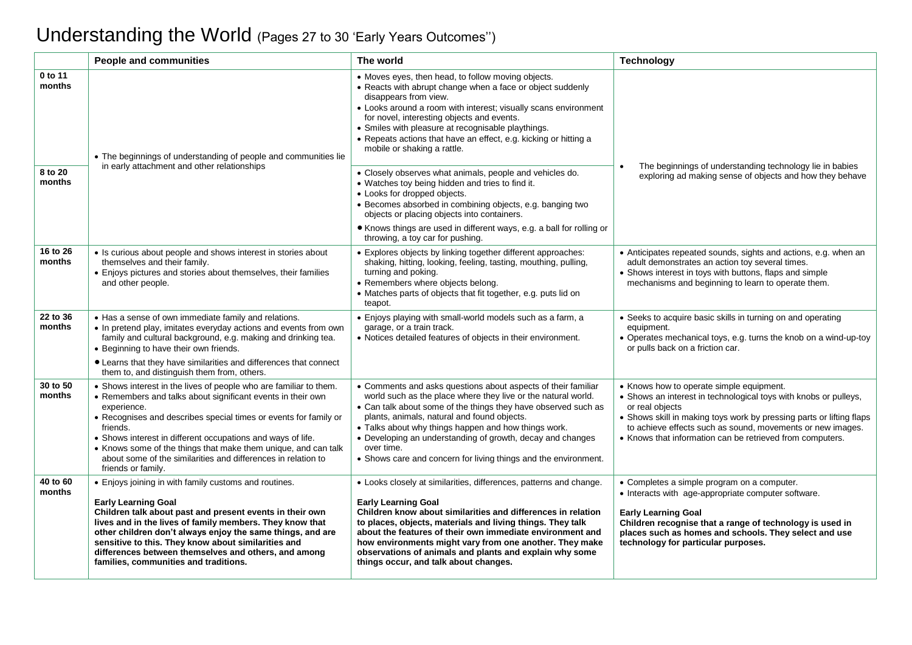# Understanding the World (Pages 27 to 30 'Early Years Outcomes'')

| | People and communities | The world | Technology |
|---|---|---|---|
| **0 to 11 months** | • The beginnings of understanding of people and communities lie in early attachment and other relationships | • Moves eyes, then head, to follow moving objects.<br>• Reacts with abrupt change when a face or object suddenly disappears from view.<br>• Looks around a room with interest; visually scans environment for novel, interesting objects and events.<br>• Smiles with pleasure at recognisable playthings.<br>• Repeats actions that have an effect, e.g. kicking or hitting a mobile or shaking a rattle. | • The beginnings of understanding technology lie in babies exploring ad making sense of objects and how they behave |
| **8 to 20 months** | | • Closely observes what animals, people and vehicles do.<br>• Watches toy being hidden and tries to find it.<br>• Looks for dropped objects.<br>• Becomes absorbed in combining objects, e.g. banging two objects or placing objects into containers.<br>• Knows things are used in different ways, e.g. a ball for rolling or throwing, a toy car for pushing. | |
| **16 to 26 months** | • Is curious about people and shows interest in stories about themselves and their family.<br>• Enjoys pictures and stories about themselves, their families and other people. | • Explores objects by linking together different approaches: shaking, hitting, looking, feeling, tasting, mouthing, pulling, turning and poking.<br>• Remembers where objects belong.<br>• Matches parts of objects that fit together, e.g. puts lid on teapot. | • Anticipates repeated sounds, sights and actions, e.g. when an adult demonstrates an action toy several times.<br>• Shows interest in toys with buttons, flaps and simple mechanisms and beginning to learn to operate them. |
| **22 to 36 months** | • Has a sense of own immediate family and relations.<br>• In pretend play, imitates everyday actions and events from own family and cultural background, e.g. making and drinking tea.<br>• Beginning to have their own friends.<br>• Learns that they have similarities and differences that connect them to, and distinguish them from, others. | • Enjoys playing with small-world models such as a farm, a garage, or a train track.<br>• Notices detailed features of objects in their environment. | • Seeks to acquire basic skills in turning on and operating equipment.<br>• Operates mechanical toys, e.g. turns the knob on a wind-up-toy or pulls back on a friction car. |
| **30 to 50 months** | • Shows interest in the lives of people who are familiar to them.<br>• Remembers and talks about significant events in their own experience.<br>• Recognises and describes special times or events for family or friends.<br>• Shows interest in different occupations and ways of life.<br>• Knows some of the things that make them unique, and can talk about some of the similarities and differences in relation to friends or family. | • Comments and asks questions about aspects of their familiar world such as the place where they live or the natural world.<br>• Can talk about some of the things they have observed such as plants, animals, natural and found objects.<br>• Talks about why things happen and how things work.<br>• Developing an understanding of growth, decay and changes over time.<br>• Shows care and concern for living things and the environment. | • Knows how to operate simple equipment.<br>• Shows an interest in technological toys with knobs or pulleys, or real objects<br>• Shows skill in making toys work by pressing parts or lifting flaps to achieve effects such as sound, movements or new images.<br>• Knows that information can be retrieved from computers. |
| **40 to 60 months** | • Enjoys joining in with family customs and routines.<br><br>**Early Learning Goal**<br>**Children talk about past and present events in their own lives and in the lives of family members. They know that other children don't always enjoy the same things, and are sensitive to this. They know about similarities and differences between themselves and others, and among families, communities and traditions.** | • Looks closely at similarities, differences, patterns and change.<br><br>**Early Learning Goal**<br>**Children know about similarities and differences in relation to places, objects, materials and living things. They talk about the features of their own immediate environment and how environments might vary from one another. They make observations of animals and plants and explain why some things occur, and talk about changes.** | • Completes a simple program on a computer.<br>• Interacts with age-appropriate computer software.<br><br>**Early Learning Goal**<br>**Children recognise that a range of technology is used in places such as homes and schools. They select and use technology for particular purposes.** |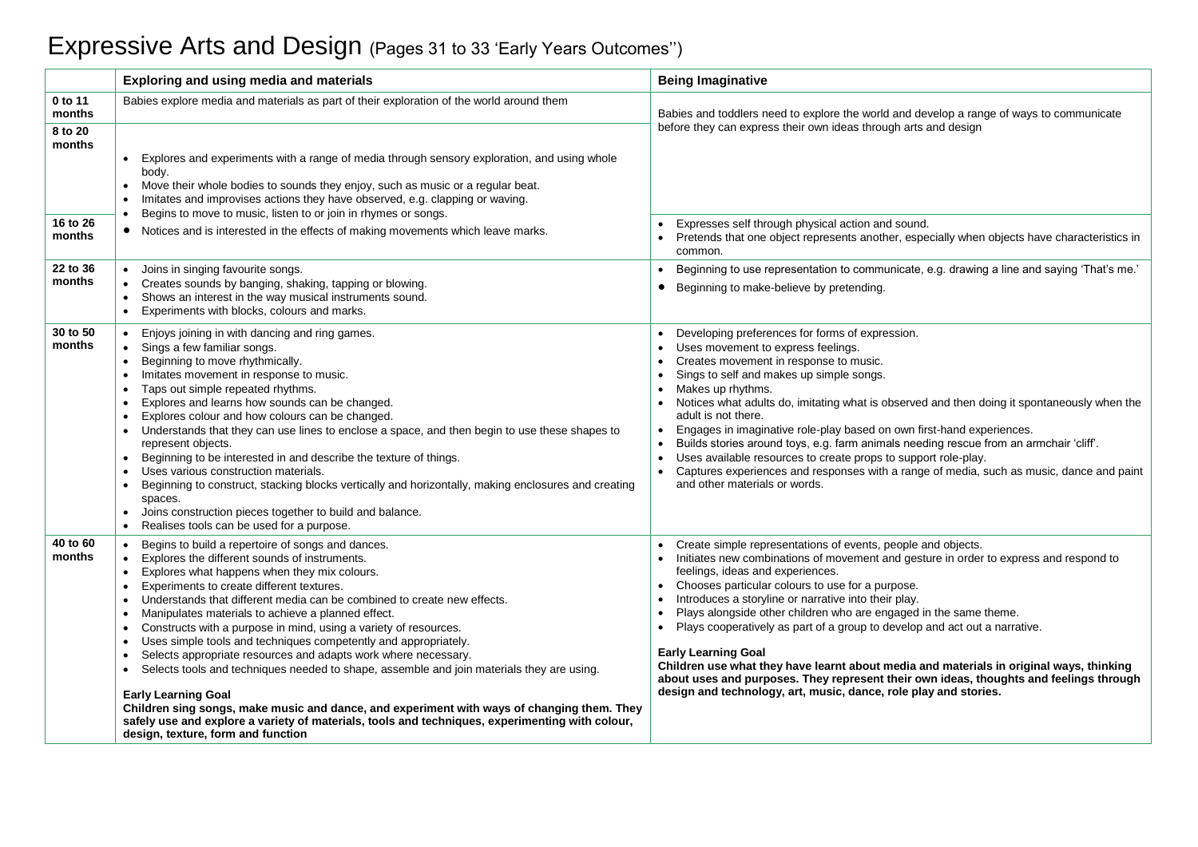# Expressive Arts and Design (Pages 31 to 33 'Early Years Outcomes'')

| | Exploring and using media and materials | Being Imaginative |
|---|---|---|
| **0 to 11 months** | Babies explore media and materials as part of their exploration of the world around them | Babies and toddlers need to explore the world and develop a range of ways to communicate before they can express their own ideas through arts and design |
| **8 to 20 months** | • Explores and experiments with a range of media through sensory exploration, and using whole body.<br>• Move their whole bodies to sounds they enjoy, such as music or a regular beat.<br>• Imitates and improvises actions they have observed, e.g. clapping or waving.<br>• Begins to move to music, listen to or join in rhymes or songs. | |
| **16 to 26 months** | • Notices and is interested in the effects of making movements which leave marks. | • Expresses self through physical action and sound.<br>• Pretends that one object represents another, especially when objects have characteristics in common. |
| **22 to 36 months** | • Joins in singing favourite songs.<br>• Creates sounds by banging, shaking, tapping or blowing.<br>• Shows an interest in the way musical instruments sound.<br>• Experiments with blocks, colours and marks. | • Beginning to use representation to communicate, e.g. drawing a line and saying 'That's me.'<br>• Beginning to make-believe by pretending. |
| **30 to 50 months** | • Enjoys joining in with dancing and ring games.<br>• Sings a few familiar songs.<br>• Beginning to move rhythmically.<br>• Imitates movement in response to music.<br>• Taps out simple repeated rhythms.<br>• Explores and learns how sounds can be changed.<br>• Explores colour and how colours can be changed.<br>• Understands that they can use lines to enclose a space, and then begin to use these shapes to represent objects.<br>• Beginning to be interested in and describe the texture of things.<br>• Uses various construction materials.<br>• Beginning to construct, stacking blocks vertically and horizontally, making enclosures and creating spaces.<br>• Joins construction pieces together to build and balance.<br>• Realises tools can be used for a purpose. | • Developing preferences for forms of expression.<br>• Uses movement to express feelings.<br>• Creates movement in response to music.<br>• Sings to self and makes up simple songs.<br>• Makes up rhythms.<br>• Notices what adults do, imitating what is observed and then doing it spontaneously when the adult is not there.<br>• Engages in imaginative role-play based on own first-hand experiences.<br>• Builds stories around toys, e.g. farm animals needing rescue from an armchair 'cliff'.<br>• Uses available resources to create props to support role-play.<br>• Captures experiences and responses with a range of media, such as music, dance and paint and other materials or words. |
| **40 to 60 months** | • Begins to build a repertoire of songs and dances.<br>• Explores the different sounds of instruments.<br>• Explores what happens when they mix colours.<br>• Experiments to create different textures.<br>• Understands that different media can be combined to create new effects.<br>• Manipulates materials to achieve a planned effect.<br>• Constructs with a purpose in mind, using a variety of resources.<br>• Uses simple tools and techniques competently and appropriately.<br>• Selects appropriate resources and adapts work where necessary.<br>• Selects tools and techniques needed to shape, assemble and join materials they are using.<br><br>**Early Learning Goal**<br>**Children sing songs, make music and dance, and experiment with ways of changing them. They safely use and explore a variety of materials, tools and techniques, experimenting with colour, design, texture, form and function** | • Create simple representations of events, people and objects.<br>• Initiates new combinations of movement and gesture in order to express and respond to feelings, ideas and experiences.<br>• Chooses particular colours to use for a purpose.<br>• Introduces a storyline or narrative into their play.<br>• Plays alongside other children who are engaged in the same theme.<br>• Plays cooperatively as part of a group to develop and act out a narrative.<br><br>**Early Learning Goal**<br>**Children use what they have learnt about media and materials in original ways, thinking about uses and purposes. They represent their own ideas, thoughts and feelings through design and technology, art, music, dance, role play and stories.** |